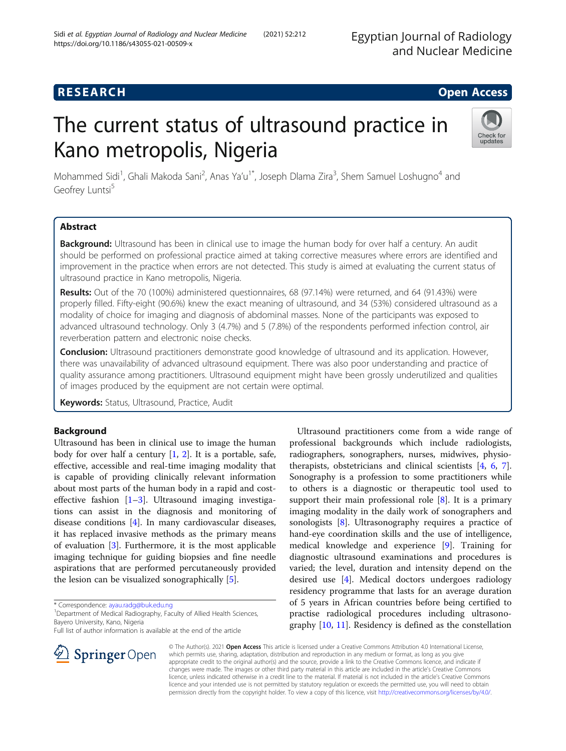RESEARCH | Open Access

# The current status of ultrasound practice in Kano metropolis, Nigeria

Mohammed Sidi[1], Ghali Makoda Sani[2], Anas Ya'u[1*], Joseph Dlama Zira[3], Shem Samuel Loshugno[4] and Geofrey Luntsi[5]

## Abstract

**Background:** Ultrasound has been in clinical use to image the human body for over half a century. An audit should be performed on professional practice aimed at taking corrective measures where errors are identified and improvement in the practice when errors are not detected. This study is aimed at evaluating the current status of ultrasound practice in Kano metropolis, Nigeria.

**Results:** Out of the 70 (100%) administered questionnaires, 68 (97.14%) were returned, and 64 (91.43%) were properly filled. Fifty-eight (90.6%) knew the exact meaning of ultrasound, and 34 (53%) considered ultrasound as a modality of choice for imaging and diagnosis of abdominal masses. None of the participants was exposed to advanced ultrasound technology. Only 3 (4.7%) and 5 (7.8%) of the respondents performed infection control, air reverberation pattern and electronic noise checks.

**Conclusion:** Ultrasound practitioners demonstrate good knowledge of ultrasound and its application. However, there was unavailability of advanced ultrasound equipment. There was also poor understanding and practice of quality assurance among practitioners. Ultrasound equipment might have been grossly underutilized and qualities of images produced by the equipment are not certain were optimal.

**Keywords:** Status, Ultrasound, Practice, Audit

## Background

Ultrasound has been in clinical use to image the human body for over half a century [1, 2]. It is a portable, safe, effective, accessible and real-time imaging modality that is capable of providing clinically relevant information about most parts of the human body in a rapid and cost-effective fashion [1–3]. Ultrasound imaging investigations can assist in the diagnosis and monitoring of disease conditions [4]. In many cardiovascular diseases, it has replaced invasive methods as the primary means of evaluation [3]. Furthermore, it is the most applicable imaging technique for guiding biopsies and fine needle aspirations that are performed percutaneously provided the lesion can be visualized sonographically [5].

Ultrasound practitioners come from a wide range of professional backgrounds which include radiologists, radiographers, sonographers, nurses, midwives, physiotherapists, obstetricians and clinical scientists [4, 6, 7]. Sonography is a profession to some practitioners while to others is a diagnostic or therapeutic tool used to support their main professional role [8]. It is a primary imaging modality in the daily work of sonographers and sonologists [8]. Ultrasonography requires a practice of hand-eye coordination skills and the use of intelligence, medical knowledge and experience [9]. Training for diagnostic ultrasound examinations and procedures is varied; the level, duration and intensity depend on the desired use [4]. Medical doctors undergoes radiology residency programme that lasts for an average duration of 5 years in African countries before being certified to practise radiological procedures including ultrasonography [10, 11]. Residency is defined as the constellation

\* Correspondence: ayau.radg@buk.edu.ng
[1]Department of Medical Radiography, Faculty of Allied Health Sciences, Bayero University, Kano, Nigeria
Full list of author information is available at the end of the article

© The Author(s). 2021 **Open Access** This article is licensed under a Creative Commons Attribution 4.0 International License, which permits use, sharing, adaptation, distribution and reproduction in any medium or format, as long as you give appropriate credit to the original author(s) and the source, provide a link to the Creative Commons licence, and indicate if changes were made. The images or other third party material in this article are included in the article's Creative Commons licence, unless indicated otherwise in a credit line to the material. If material is not included in the article's Creative Commons licence and your intended use is not permitted by statutory regulation or exceeds the permitted use, you will need to obtain permission directly from the copyright holder. To view a copy of this licence, visit http://creativecommons.org/licenses/by/4.0/.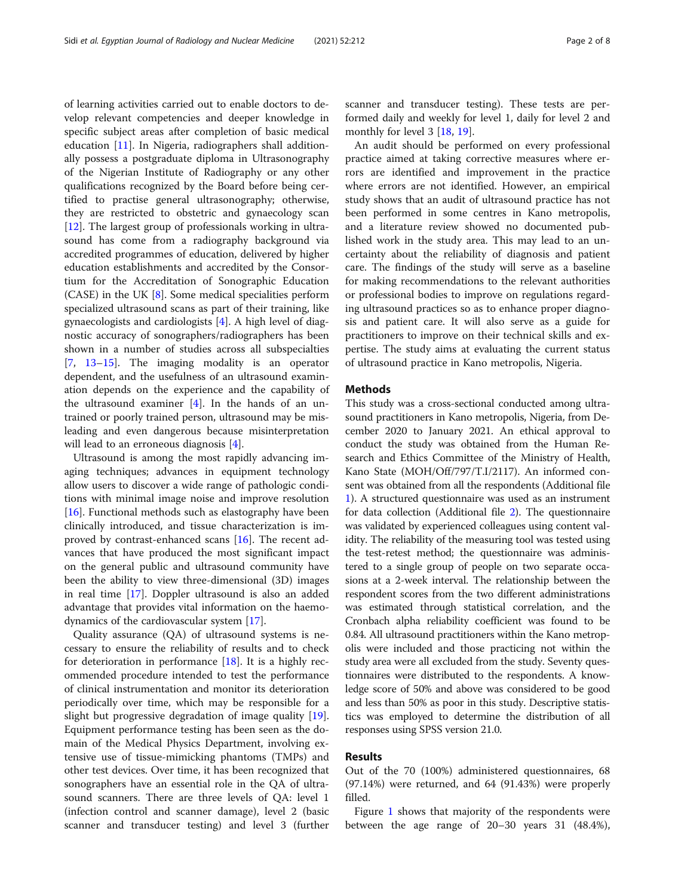of learning activities carried out to enable doctors to develop relevant competencies and deeper knowledge in specific subject areas after completion of basic medical education [11]. In Nigeria, radiographers shall additionally possess a postgraduate diploma in Ultrasonography of the Nigerian Institute of Radiography or any other qualifications recognized by the Board before being certified to practise general ultrasonography; otherwise, they are restricted to obstetric and gynaecology scan [12]. The largest group of professionals working in ultrasound has come from a radiography background via accredited programmes of education, delivered by higher education establishments and accredited by the Consortium for the Accreditation of Sonographic Education (CASE) in the UK [8]. Some medical specialities perform specialized ultrasound scans as part of their training, like gynaecologists and cardiologists [4]. A high level of diagnostic accuracy of sonographers/radiographers has been shown in a number of studies across all subspecialties [7, 13–15]. The imaging modality is an operator dependent, and the usefulness of an ultrasound examination depends on the experience and the capability of the ultrasound examiner [4]. In the hands of an untrained or poorly trained person, ultrasound may be misleading and even dangerous because misinterpretation will lead to an erroneous diagnosis [4].

Ultrasound is among the most rapidly advancing imaging techniques; advances in equipment technology allow users to discover a wide range of pathologic conditions with minimal image noise and improve resolution [16]. Functional methods such as elastography have been clinically introduced, and tissue characterization is improved by contrast-enhanced scans [16]. The recent advances that have produced the most significant impact on the general public and ultrasound community have been the ability to view three-dimensional (3D) images in real time [17]. Doppler ultrasound is also an added advantage that provides vital information on the haemodynamics of the cardiovascular system [17].

Quality assurance (QA) of ultrasound systems is necessary to ensure the reliability of results and to check for deterioration in performance [18]. It is a highly recommended procedure intended to test the performance of clinical instrumentation and monitor its deterioration periodically over time, which may be responsible for a slight but progressive degradation of image quality [19]. Equipment performance testing has been seen as the domain of the Medical Physics Department, involving extensive use of tissue-mimicking phantoms (TMPs) and other test devices. Over time, it has been recognized that sonographers have an essential role in the QA of ultrasound scanners. There are three levels of QA: level 1 (infection control and scanner damage), level 2 (basic scanner and transducer testing) and level 3 (further scanner and transducer testing). These tests are performed daily and weekly for level 1, daily for level 2 and monthly for level 3 [18, 19].

An audit should be performed on every professional practice aimed at taking corrective measures where errors are identified and improvement in the practice where errors are not identified. However, an empirical study shows that an audit of ultrasound practice has not been performed in some centres in Kano metropolis, and a literature review showed no documented published work in the study area. This may lead to an uncertainty about the reliability of diagnosis and patient care. The findings of the study will serve as a baseline for making recommendations to the relevant authorities or professional bodies to improve on regulations regarding ultrasound practices so as to enhance proper diagnosis and patient care. It will also serve as a guide for practitioners to improve on their technical skills and expertise. The study aims at evaluating the current status of ultrasound practice in Kano metropolis, Nigeria.

## Methods

This study was a cross-sectional conducted among ultrasound practitioners in Kano metropolis, Nigeria, from December 2020 to January 2021. An ethical approval to conduct the study was obtained from the Human Research and Ethics Committee of the Ministry of Health, Kano State (MOH/Off/797/T.I/2117). An informed consent was obtained from all the respondents (Additional file 1). A structured questionnaire was used as an instrument for data collection (Additional file 2). The questionnaire was validated by experienced colleagues using content validity. The reliability of the measuring tool was tested using the test-retest method; the questionnaire was administered to a single group of people on two separate occasions at a 2-week interval. The relationship between the respondent scores from the two different administrations was estimated through statistical correlation, and the Cronbach alpha reliability coefficient was found to be 0.84. All ultrasound practitioners within the Kano metropolis were included and those practicing not within the study area were all excluded from the study. Seventy questionnaires were distributed to the respondents. A knowledge score of 50% and above was considered to be good and less than 50% as poor in this study. Descriptive statistics was employed to determine the distribution of all responses using SPSS version 21.0.

## Results

Out of the 70 (100%) administered questionnaires, 68 (97.14%) were returned, and 64 (91.43%) were properly filled.

Figure 1 shows that majority of the respondents were between the age range of 20–30 years 31 (48.4%),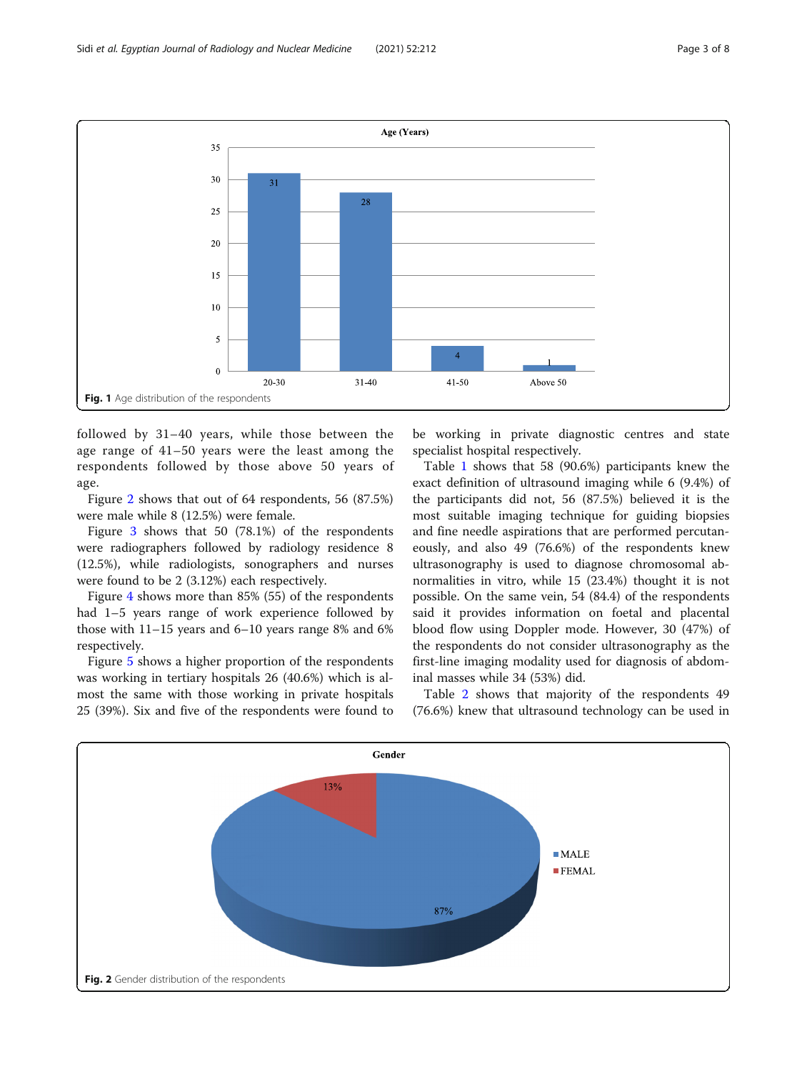Fig. 1 Age distribution of the respondents

followed by 31–40 years, while those between the age range of 41–50 years were the least among the respondents followed by those above 50 years of age.

Figure 2 shows that out of 64 respondents, 56 (87.5%) were male while 8 (12.5%) were female.

Figure 3 shows that 50 (78.1%) of the respondents were radiographers followed by radiology residence 8 (12.5%), while radiologists, sonographers and nurses were found to be 2 (3.12%) each respectively.

Figure 4 shows more than 85% (55) of the respondents had 1–5 years range of work experience followed by those with 11–15 years and 6–10 years range 8% and 6% respectively.

Figure 5 shows a higher proportion of the respondents was working in tertiary hospitals 26 (40.6%) which is almost the same with those working in private hospitals 25 (39%). Six and five of the respondents were found to be working in private diagnostic centres and state specialist hospital respectively.

Table 1 shows that 58 (90.6%) participants knew the exact definition of ultrasound imaging while 6 (9.4%) of the participants did not, 56 (87.5%) believed it is the most suitable imaging technique for guiding biopsies and fine needle aspirations that are performed percutaneously, and also 49 (76.6%) of the respondents knew ultrasonography is used to diagnose chromosomal abnormalities in vitro, while 15 (23.4%) thought it is not possible. On the same vein, 54 (84.4) of the respondents said it provides information on foetal and placental blood flow using Doppler mode. However, 30 (47%) of the respondents do not consider ultrasonography as the first-line imaging modality used for diagnosis of abdominal masses while 34 (53%) did.

Table 2 shows that majority of the respondents 49 (76.6%) knew that ultrasound technology can be used in

Fig. 2 Gender distribution of the respondents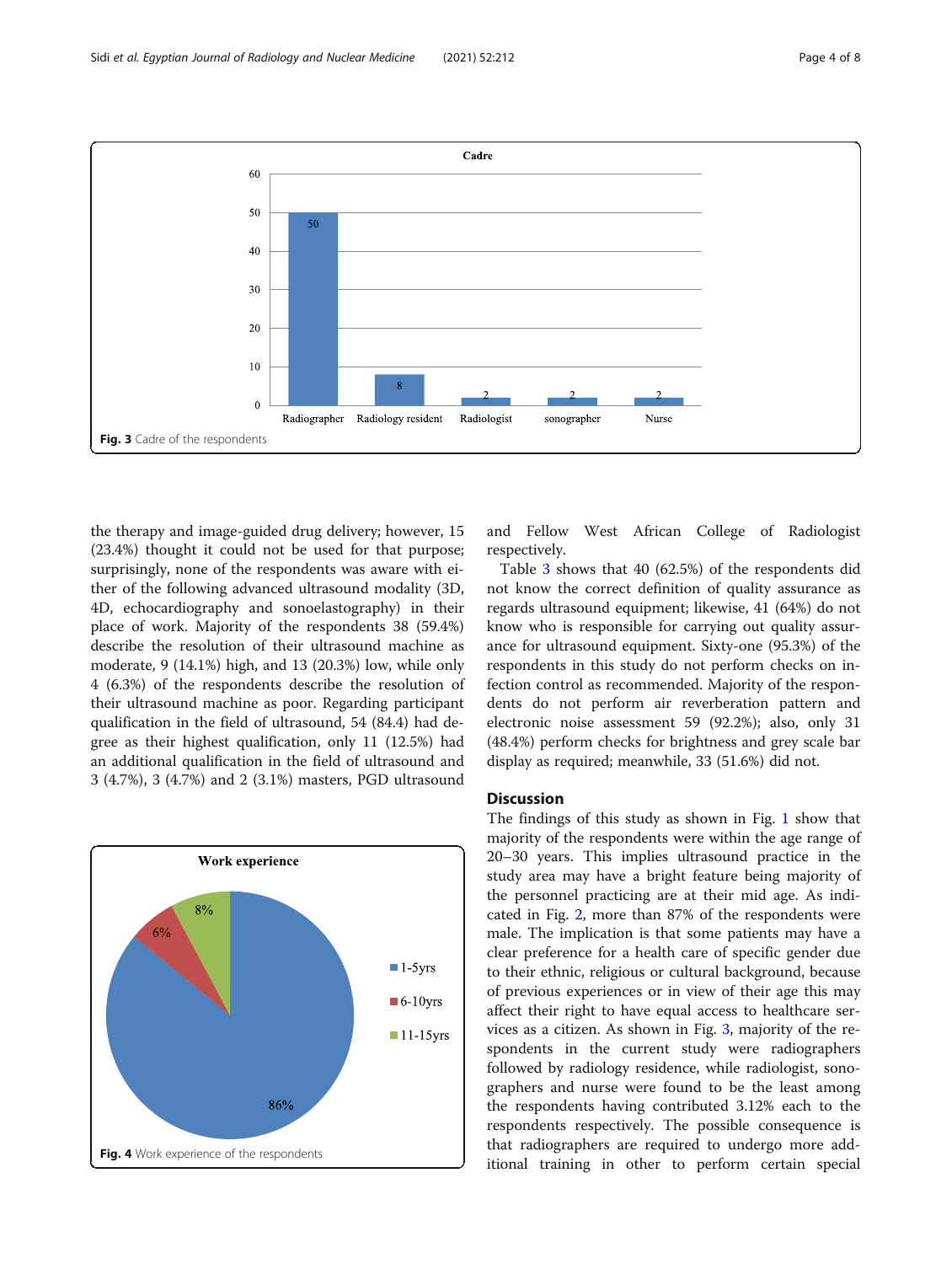Fig. 3 Cadre of the respondents

the therapy and image-guided drug delivery; however, 15 (23.4%) thought it could not be used for that purpose; surprisingly, none of the respondents was aware with either of the following advanced ultrasound modality (3D, 4D, echocardiography and sonoelastography) in their place of work. Majority of the respondents 38 (59.4%) describe the resolution of their ultrasound machine as moderate, 9 (14.1%) high, and 13 (20.3%) low, while only 4 (6.3%) of the respondents describe the resolution of their ultrasound machine as poor. Regarding participant qualification in the field of ultrasound, 54 (84.4) had degree as their highest qualification, only 11 (12.5%) had an additional qualification in the field of ultrasound and 3 (4.7%), 3 (4.7%) and 2 (3.1%) masters, PGD ultrasound and Fellow West African College of Radiologist respectively.

Fig. 4 Work experience of the respondents

Table 3 shows that 40 (62.5%) of the respondents did not know the correct definition of quality assurance as regards ultrasound equipment; likewise, 41 (64%) do not know who is responsible for carrying out quality assurance for ultrasound equipment. Sixty-one (95.3%) of the respondents in this study do not perform checks on infection control as recommended. Majority of the respondents do not perform air reverberation pattern and electronic noise assessment 59 (92.2%); also, only 31 (48.4%) perform checks for brightness and grey scale bar display as required; meanwhile, 33 (51.6%) did not.

## Discussion

The findings of this study as shown in Fig. 1 show that majority of the respondents were within the age range of 20–30 years. This implies ultrasound practice in the study area may have a bright feature being majority of the personnel practicing are at their mid age. As indicated in Fig. 2, more than 87% of the respondents were male. The implication is that some patients may have a clear preference for a health care of specific gender due to their ethnic, religious or cultural background, because of previous experiences or in view of their age this may affect their right to have equal access to healthcare services as a citizen. As shown in Fig. 3, majority of the respondents in the current study were radiographers followed by radiology residence, while radiologist, sonographers and nurse were found to be the least among the respondents having contributed 3.12% each to the respondents respectively. The possible consequence is that radiographers are required to undergo more additional training in other to perform certain special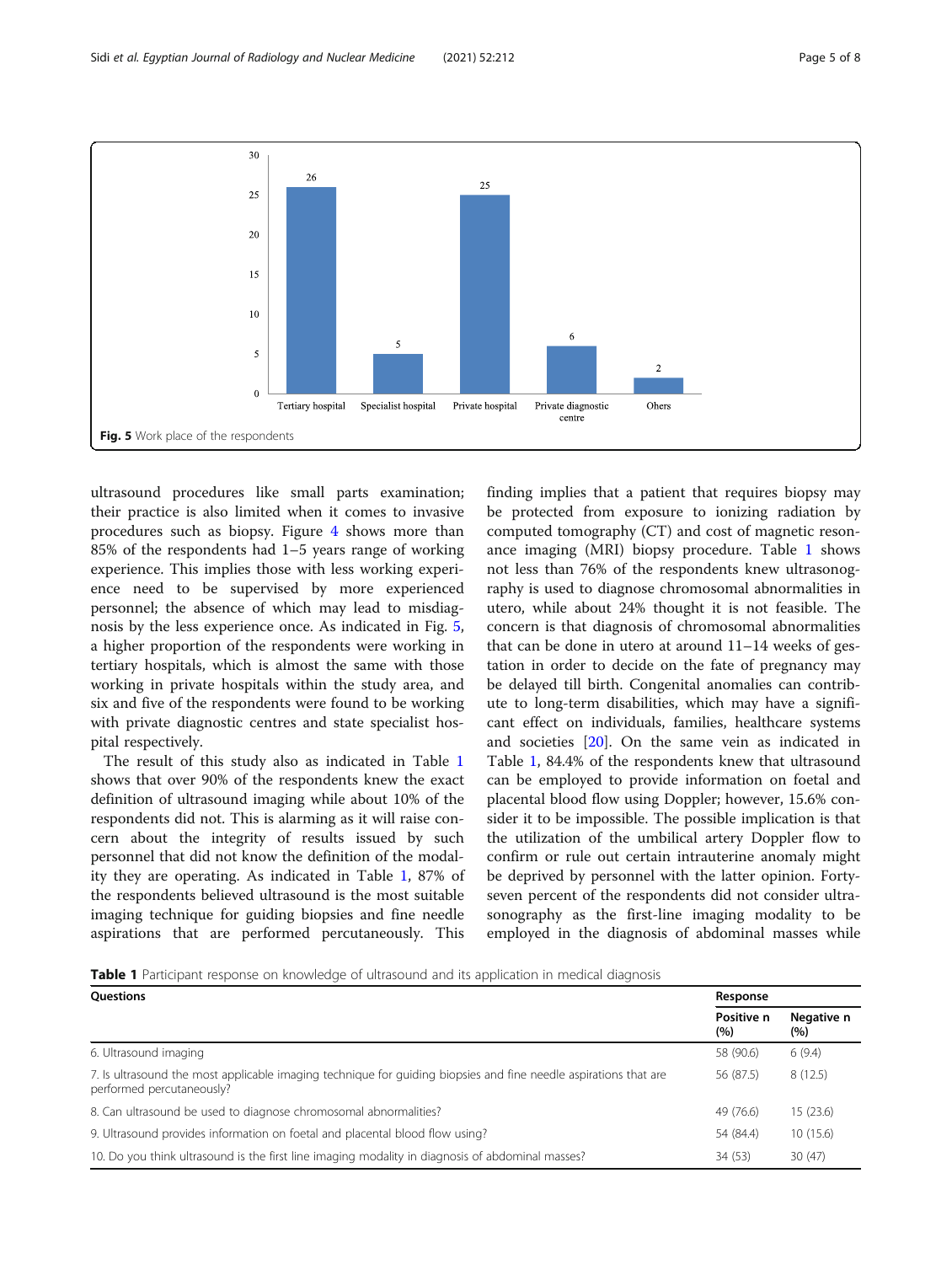Fig. 5 Work place of the respondents

ultrasound procedures like small parts examination; their practice is also limited when it comes to invasive procedures such as biopsy. Figure 4 shows more than 85% of the respondents had 1–5 years range of working experience. This implies those with less working experience need to be supervised by more experienced personnel; the absence of which may lead to misdiagnosis by the less experience once. As indicated in Fig. 5, a higher proportion of the respondents were working in tertiary hospitals, which is almost the same with those working in private hospitals within the study area, and six and five of the respondents were found to be working with private diagnostic centres and state specialist hospital respectively.

The result of this study also as indicated in Table 1 shows that over 90% of the respondents knew the exact definition of ultrasound imaging while about 10% of the respondents did not. This is alarming as it will raise concern about the integrity of results issued by such personnel that did not know the definition of the modality they are operating. As indicated in Table 1, 87% of the respondents believed ultrasound is the most suitable imaging technique for guiding biopsies and fine needle aspirations that are performed percutaneously. This finding implies that a patient that requires biopsy may be protected from exposure to ionizing radiation by computed tomography (CT) and cost of magnetic resonance imaging (MRI) biopsy procedure. Table 1 shows not less than 76% of the respondents knew ultrasonography is used to diagnose chromosomal abnormalities in utero, while about 24% thought it is not feasible. The concern is that diagnosis of chromosomal abnormalities that can be done in utero at around 11–14 weeks of gestation in order to decide on the fate of pregnancy may be delayed till birth. Congenital anomalies can contribute to long-term disabilities, which may have a significant effect on individuals, families, healthcare systems and societies [20]. On the same vein as indicated in Table 1, 84.4% of the respondents knew that ultrasound can be employed to provide information on foetal and placental blood flow using Doppler; however, 15.6% consider it to be impossible. The possible implication is that the utilization of the umbilical artery Doppler flow to confirm or rule out certain intrauterine anomaly might be deprived by personnel with the latter opinion. Forty-seven percent of the respondents did not consider ultrasonography as the first-line imaging modality to be employed in the diagnosis of abdominal masses while

**Table 1** Participant response on knowledge of ultrasound and its application in medical diagnosis

| Questions | Response | |
|---|---|---|
| | Positive n (%) | Negative n (%) |
| 6. Ultrasound imaging | 58 (90.6) | 6 (9.4) |
| 7. Is ultrasound the most applicable imaging technique for guiding biopsies and fine needle aspirations that are performed percutaneously? | 56 (87.5) | 8 (12.5) |
| 8. Can ultrasound be used to diagnose chromosomal abnormalities? | 49 (76.6) | 15 (23.6) |
| 9. Ultrasound provides information on foetal and placental blood flow using? | 54 (84.4) | 10 (15.6) |
| 10. Do you think ultrasound is the first line imaging modality in diagnosis of abdominal masses? | 34 (53) | 30 (47) |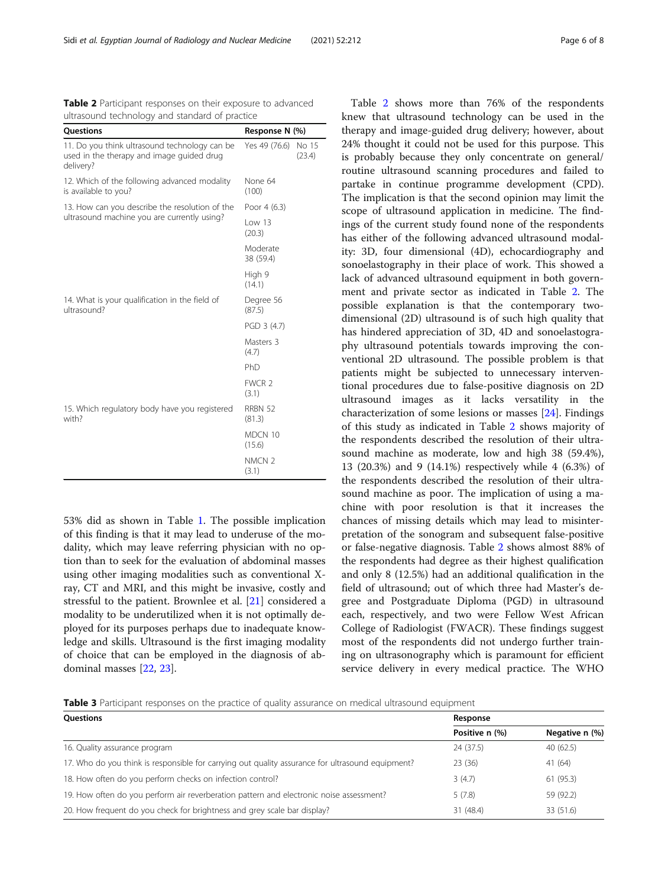**Table 2** Participant responses on their exposure to advanced ultrasound technology and standard of practice

| Questions | Response N (%) | |
|---|---|---|
| 11. Do you think ultrasound technology can be used in the therapy and image guided drug delivery? | Yes 49 (76.6) | No 15 (23.4) |
| 12. Which of the following advanced modality is available to you? | None 64 (100) | |
| 13. How can you describe the resolution of the ultrasound machine you are currently using? | Poor 4 (6.3) | |
| | Low 13 (20.3) | |
| | Moderate 38 (59.4) | |
| | High 9 (14.1) | |
| 14. What is your qualification in the field of ultrasound? | Degree 56 (87.5) | |
| | PGD 3 (4.7) | |
| | Masters 3 (4.7) | |
| | PhD | |
| | FWCR 2 (3.1) | |
| 15. Which regulatory body have you registered with? | RRBN 52 (81.3) | |
| | MDCN 10 (15.6) | |
| | NMCN 2 (3.1) | |

53% did as shown in Table 1. The possible implication of this finding is that it may lead to underuse of the modality, which may leave referring physician with no option than to seek for the evaluation of abdominal masses using other imaging modalities such as conventional X-ray, CT and MRI, and this might be invasive, costly and stressful to the patient. Brownlee et al. [21] considered a modality to be underutilized when it is not optimally deployed for its purposes perhaps due to inadequate knowledge and skills. Ultrasound is the first imaging modality of choice that can be employed in the diagnosis of abdominal masses [22, 23].

Table 2 shows more than 76% of the respondents knew that ultrasound technology can be used in the therapy and image-guided drug delivery; however, about 24% thought it could not be used for this purpose. This is probably because they only concentrate on general/routine ultrasound scanning procedures and failed to partake in continue programme development (CPD). The implication is that the second opinion may limit the scope of ultrasound application in medicine. The findings of the current study found none of the respondents has either of the following advanced ultrasound modality: 3D, four dimensional (4D), echocardiography and sonoelastography in their place of work. This showed a lack of advanced ultrasound equipment in both government and private sector as indicated in Table 2. The possible explanation is that the contemporary two-dimensional (2D) ultrasound is of such high quality that has hindered appreciation of 3D, 4D and sonoelastography ultrasound potentials towards improving the conventional 2D ultrasound. The possible problem is that patients might be subjected to unnecessary interventional procedures due to false-positive diagnosis on 2D ultrasound images as it lacks versatility in the characterization of some lesions or masses [24]. Findings of this study as indicated in Table 2 shows majority of the respondents described the resolution of their ultrasound machine as moderate, low and high 38 (59.4%), 13 (20.3%) and 9 (14.1%) respectively while 4 (6.3%) of the respondents described the resolution of their ultrasound machine as poor. The implication of using a machine with poor resolution is that it increases the chances of missing details which may lead to misinterpretation of the sonogram and subsequent false-positive or false-negative diagnosis. Table 2 shows almost 88% of the respondents had degree as their highest qualification and only 8 (12.5%) had an additional qualification in the field of ultrasound; out of which three had Master's degree and Postgraduate Diploma (PGD) in ultrasound each, respectively, and two were Fellow West African College of Radiologist (FWACR). These findings suggest most of the respondents did not undergo further training on ultrasonography which is paramount for efficient service delivery in every medical practice. The WHO

**Table 3** Participant responses on the practice of quality assurance on medical ultrasound equipment

| Questions | Response | |
|---|---|---|
| | Positive n (%) | Negative n (%) |
| 16. Quality assurance program | 24 (37.5) | 40 (62.5) |
| 17. Who do you think is responsible for carrying out quality assurance for ultrasound equipment? | 23 (36) | 41 (64) |
| 18. How often do you perform checks on infection control? | 3 (4.7) | 61 (95.3) |
| 19. How often do you perform air reverberation pattern and electronic noise assessment? | 5 (7.8) | 59 (92.2) |
| 20. How frequent do you check for brightness and grey scale bar display? | 31 (48.4) | 33 (51.6) |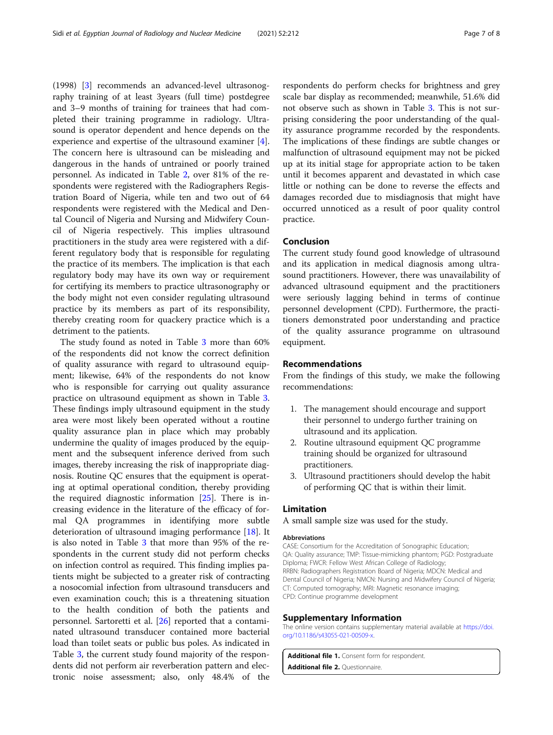(1998) [3] recommends an advanced-level ultrasonography training of at least 3years (full time) postdegree and 3–9 months of training for trainees that had completed their training programme in radiology. Ultrasound is operator dependent and hence depends on the experience and expertise of the ultrasound examiner [4]. The concern here is ultrasound can be misleading and dangerous in the hands of untrained or poorly trained personnel. As indicated in Table 2, over 81% of the respondents were registered with the Radiographers Registration Board of Nigeria, while ten and two out of 64 respondents were registered with the Medical and Dental Council of Nigeria and Nursing and Midwifery Council of Nigeria respectively. This implies ultrasound practitioners in the study area were registered with a different regulatory body that is responsible for regulating the practice of its members. The implication is that each regulatory body may have its own way or requirement for certifying its members to practice ultrasonography or the body might not even consider regulating ultrasound practice by its members as part of its responsibility, thereby creating room for quackery practice which is a detriment to the patients.

The study found as noted in Table 3 more than 60% of the respondents did not know the correct definition of quality assurance with regard to ultrasound equipment; likewise, 64% of the respondents do not know who is responsible for carrying out quality assurance practice on ultrasound equipment as shown in Table 3. These findings imply ultrasound equipment in the study area were most likely been operated without a routine quality assurance plan in place which may probably undermine the quality of images produced by the equipment and the subsequent inference derived from such images, thereby increasing the risk of inappropriate diagnosis. Routine QC ensures that the equipment is operating at optimal operational condition, thereby providing the required diagnostic information [25]. There is increasing evidence in the literature of the efficacy of formal QA programmes in identifying more subtle deterioration of ultrasound imaging performance [18]. It is also noted in Table 3 that more than 95% of the respondents in the current study did not perform checks on infection control as required. This finding implies patients might be subjected to a greater risk of contracting a nosocomial infection from ultrasound transducers and even examination couch; this is a threatening situation to the health condition of both the patients and personnel. Sartoretti et al. [26] reported that a contaminated ultrasound transducer contained more bacterial load than toilet seats or public bus poles. As indicated in Table 3, the current study found majority of the respondents did not perform air reverberation pattern and electronic noise assessment; also, only 48.4% of the respondents do perform checks for brightness and grey scale bar display as recommended; meanwhile, 51.6% did not observe such as shown in Table 3. This is not surprising considering the poor understanding of the quality assurance programme recorded by the respondents. The implications of these findings are subtle changes or malfunction of ultrasound equipment may not be picked up at its initial stage for appropriate action to be taken until it becomes apparent and devastated in which case little or nothing can be done to reverse the effects and damages recorded due to misdiagnosis that might have occurred unnoticed as a result of poor quality control practice.

## Conclusion

The current study found good knowledge of ultrasound and its application in medical diagnosis among ultrasound practitioners. However, there was unavailability of advanced ultrasound equipment and the practitioners were seriously lagging behind in terms of continue personnel development (CPD). Furthermore, the practitioners demonstrated poor understanding and practice of the quality assurance programme on ultrasound equipment.

## Recommendations

From the findings of this study, we make the following recommendations:

1. The management should encourage and support their personnel to undergo further training on ultrasound and its application.
2. Routine ultrasound equipment QC programme training should be organized for ultrasound practitioners.
3. Ultrasound practitioners should develop the habit of performing QC that is within their limit.

## Limitation

A small sample size was used for the study.

### Abbreviations

CASE: Consortium for the Accreditation of Sonographic Education; QA: Quality assurance; TMP: Tissue-mimicking phantom; PGD: Postgraduate Diploma; FWCR: Fellow West African College of Radiology; RRBN: Radiographers Registration Board of Nigeria; MDCN: Medical and Dental Council of Nigeria; NMCN: Nursing and Midwifery Council of Nigeria; CT: Computed tomography; MRI: Magnetic resonance imaging; CPD: Continue programme development

## Supplementary Information

The online version contains supplementary material available at https://doi.org/10.1186/s43055-021-00509-x.

**Additional file 1.** Consent form for respondent.
**Additional file 2.** Questionnaire.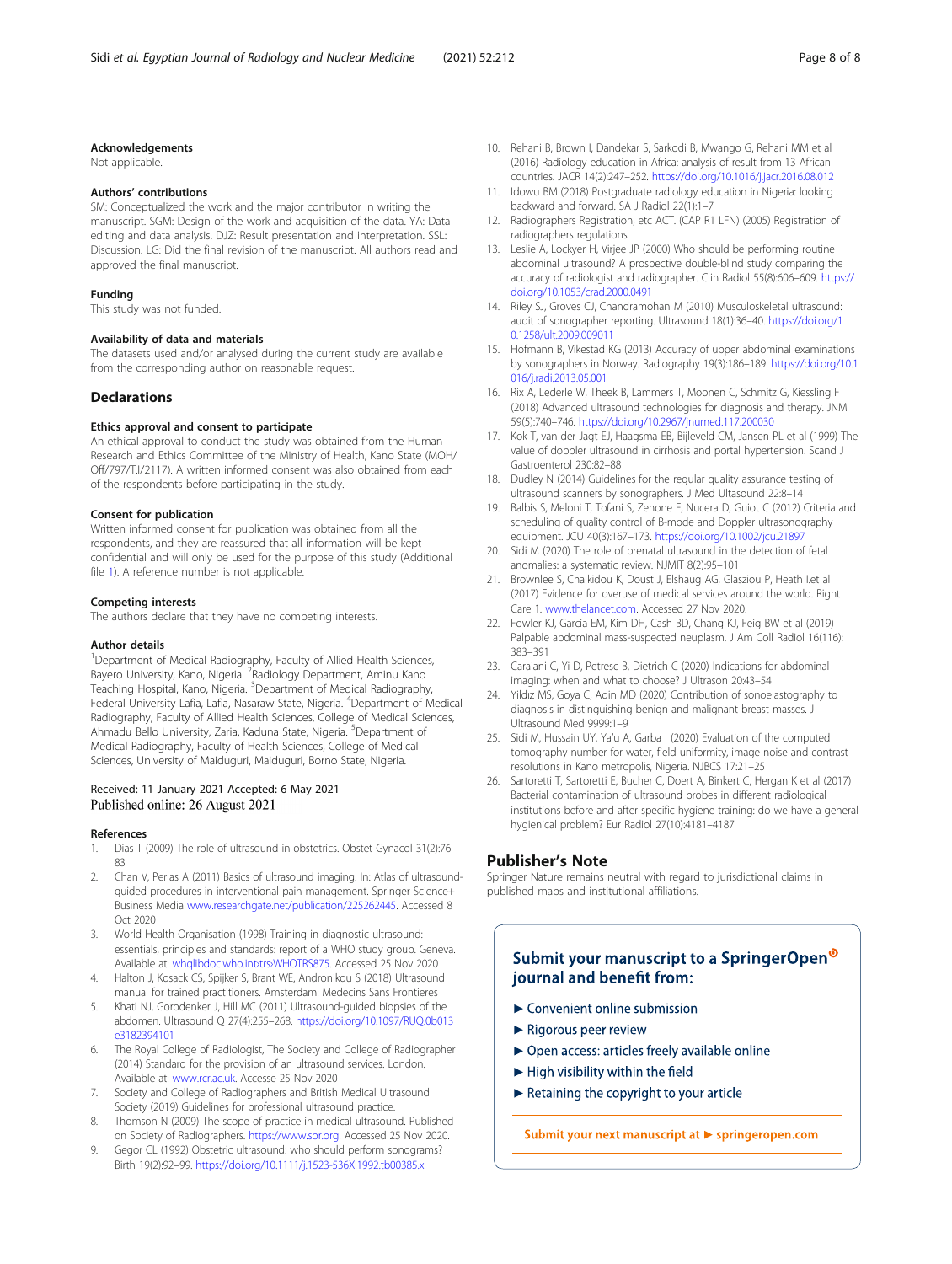#### Acknowledgements
Not applicable.

#### Authors' contributions
SM: Conceptualized the work and the major contributor in writing the manuscript. SGM: Design of the work and acquisition of the data. YA: Data editing and data analysis. DJZ: Result presentation and interpretation. SSL: Discussion. LG: Did the final revision of the manuscript. All authors read and approved the final manuscript.

#### Funding
This study was not funded.

#### Availability of data and materials
The datasets used and/or analysed during the current study are available from the corresponding author on reasonable request.

### Declarations

#### Ethics approval and consent to participate
An ethical approval to conduct the study was obtained from the Human Research and Ethics Committee of the Ministry of Health, Kano State (MOH/Off/797/T.I/2117). A written informed consent was also obtained from each of the respondents before participating in the study.

#### Consent for publication
Written informed consent for publication was obtained from all the respondents, and they are reassured that all information will be kept confidential and will only be used for the purpose of this study (Additional file 1). A reference number is not applicable.

#### Competing interests
The authors declare that they have no competing interests.

#### Author details
[1]Department of Medical Radiography, Faculty of Allied Health Sciences, Bayero University, Kano, Nigeria. [2]Radiology Department, Aminu Kano Teaching Hospital, Kano, Nigeria. [3]Department of Medical Radiography, Federal University Lafia, Lafia, Nasaraw State, Nigeria. [4]Department of Medical Radiography, Faculty of Allied Health Sciences, College of Medical Sciences, Ahmadu Bello University, Zaria, Kaduna State, Nigeria. [5]Department of Medical Radiography, Faculty of Health Sciences, College of Medical Sciences, University of Maiduguri, Maiduguri, Borno State, Nigeria.

Received: 11 January 2021 Accepted: 6 May 2021
Published online: 26 August 2021

#### References
1. Dias T (2009) The role of ultrasound in obstetrics. Obstet Gynacol 31(2):76–83
2. Chan V, Perlas A (2011) Basics of ultrasound imaging. In: Atlas of ultrasound-guided procedures in interventional pain management. Springer Science+ Business Media www.researchgate.net/publication/225262445. Accessed 8 Oct 2020
3. World Health Organisation (1998) Training in diagnostic ultrasound: essentials, principles and standards: report of a WHO study group. Geneva. Available at: whqlibdoc.who.int›trs›WHOTRS875. Accessed 25 Nov 2020
4. Halton J, Kosack CS, Spijker S, Brant WE, Andronikou S (2018) Ultrasound manual for trained practitioners. Amsterdam: Medecins Sans Frontieres
5. Khati NJ, Gorodenker J, Hill MC (2011) Ultrasound-guided biopsies of the abdomen. Ultrasound Q 27(4):255–268. https://doi.org/10.1097/RUQ.0b013e3182394101
6. The Royal College of Radiologist, The Society and College of Radiographer (2014) Standard for the provision of an ultrasound services. London. Available at: www.rcr.ac.uk. Accesse 25 Nov 2020
7. Society and College of Radiographers and British Medical Ultrasound Society (2019) Guidelines for professional ultrasound practice.
8. Thomson N (2009) The scope of practice in medical ultrasound. Published on Society of Radiographers. https://www.sor.org. Accessed 25 Nov 2020.
9. Gegor CL (1992) Obstetric ultrasound: who should perform sonograms? Birth 19(2):92–99. https://doi.org/10.1111/j.1523-536X.1992.tb00385.x
10. Rehani B, Brown I, Dandekar S, Sarkodi B, Mwango G, Rehani MM et al (2016) Radiology education in Africa: analysis of result from 13 African countries. JACR 14(2):247–252. https://doi.org/10.1016/j.jacr.2016.08.012
11. Idowu BM (2018) Postgraduate radiology education in Nigeria: looking backward and forward. SA J Radiol 22(1):1–7
12. Radiographers Registration, etc ACT. (CAP R1 LFN) (2005) Registration of radiographers regulations.
13. Leslie A, Lockyer H, Virjee JP (2000) Who should be performing routine abdominal ultrasound? A prospective double-blind study comparing the accuracy of radiologist and radiographer. Clin Radiol 55(8):606–609. https://doi.org/10.1053/crad.2000.0491
14. Riley SJ, Groves CJ, Chandramohan M (2010) Musculoskeletal ultrasound: audit of sonographer reporting. Ultrasound 18(1):36–40. https://doi.org/10.1258/ult.2009.009011
15. Hofmann B, Vikestad KG (2013) Accuracy of upper abdominal examinations by sonographers in Norway. Radiography 19(3):186–189. https://doi.org/10.1016/j.radi.2013.05.001
16. Rix A, Lederle W, Theek B, Lammers T, Moonen C, Schmitz G, Kiessling F (2018) Advanced ultrasound technologies for diagnosis and therapy. JNM 59(5):740–746. https://doi.org/10.2967/jnumed.117.200030
17. Kok T, van der Jagt EJ, Haagsma EB, Bijleveld CM, Jansen PL et al (1999) The value of doppler ultrasound in cirrhosis and portal hypertension. Scand J Gastroenterol 230:82–88
18. Dudley N (2014) Guidelines for the regular quality assurance testing of ultrasound scanners by sonographers. J Med Ultsound 22:8–14
19. Balbis S, Meloni T, Tofani S, Zenone F, Nucera D, Guiot C (2012) Criteria and scheduling of quality control of B-mode and Doppler ultrasonography equipment. JCU 40(3):167–173. https://doi.org/10.1002/jcu.21897
20. Sidi M (2020) The role of prenatal ultrasound in the detection of fetal anomalies: a systematic review. NJMIT 8(2):95–101
21. Brownlee S, Chalkidou K, Doust J, Elshaug AG, Glasziou P, Heath I.et al (2017) Evidence for overuse of medical services around the world. Right Care 1. www.thelancet.com. Accessed 27 Nov 2020.
22. Fowler KJ, Garcia EM, Kim DH, Cash BD, Chang KJ, Feig BW et al (2019) Palpable abdominal mass-suspected neoplasm. J Am Coll Radiol 16(116): 383–391
23. Caraiani C, Yi D, Petresc B, Dietrich C (2020) Indications for abdominal imaging: when and what to choose? J Ultrason 20:43–54
24. Yildız MS, Goya C, Adin MD (2020) Contribution of sonoelastography to diagnosis in distinguishing benign and malignant breast masses. J Ultrasound Med 9999:1–9
25. Sidi M, Hussain UY, Ya'u A, Garba I (2020) Evaluation of the computed tomography number for water, field uniformity, image noise and contrast resolutions in Kano metropolis, Nigeria. NJBCS 17:21–25
26. Sartoretti T, Sartoretti E, Bucher C, Doert A, Binkert C, Hergan K et al (2017) Bacterial contamination of ultrasound probes in different radiological institutions before and after specific hygiene training: do we have a general hygienical problem? Eur Radiol 27(10):4181–4187

### Publisher's Note
Springer Nature remains neutral with regard to jurisdictional claims in published maps and institutional affiliations.

**Submit your manuscript to a SpringerOpen journal and benefit from:**

- Convenient online submission
- Rigorous peer review
- Open access: articles freely available online
- High visibility within the field
- Retaining the copyright to your article

Submit your next manuscript at ▶ springeropen.com